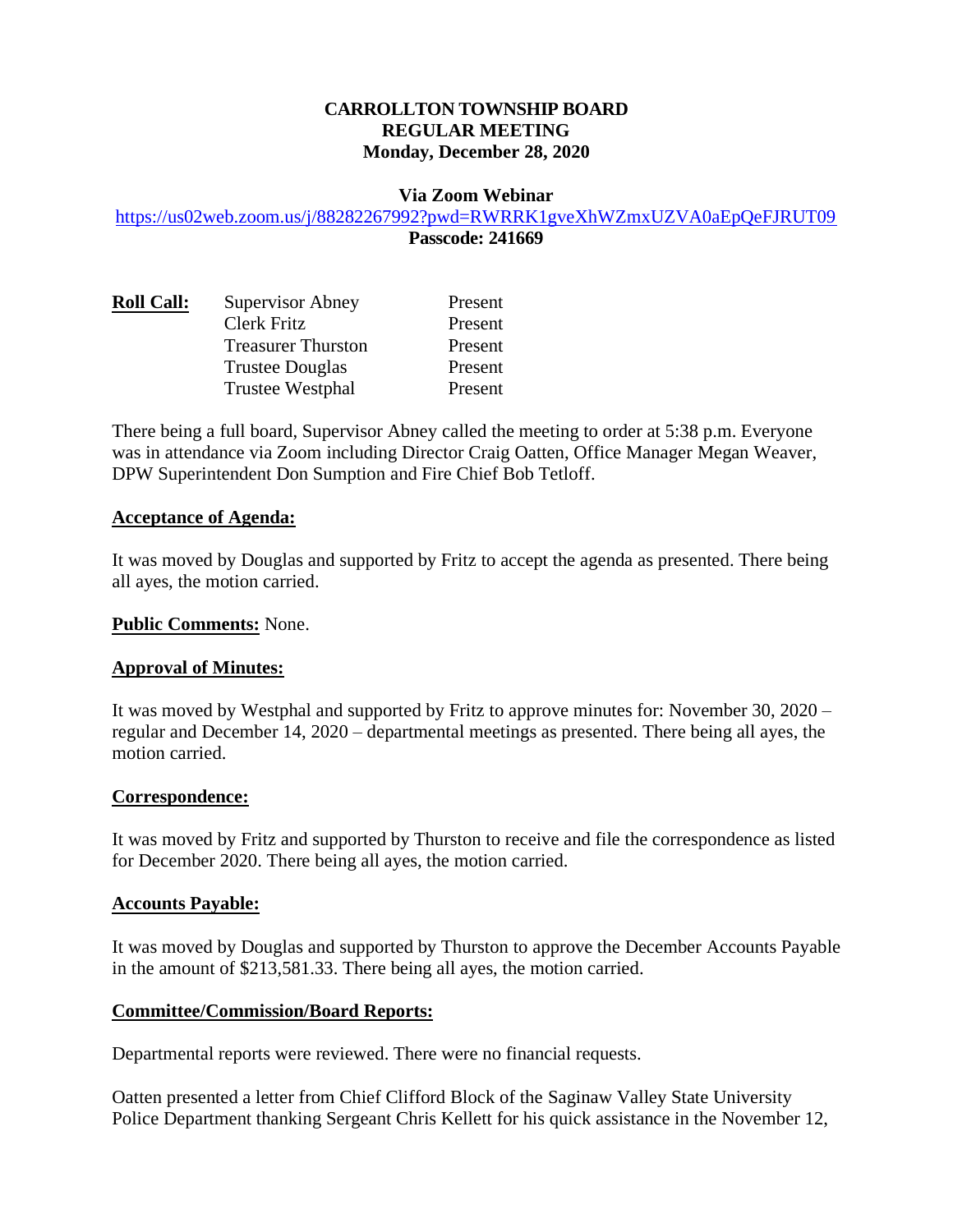**CARROLLTON TOWNSHIP BOARD**
**REGULAR MEETING**
**Monday, December 28, 2020**

**Via Zoom Webinar**
https://us02web.zoom.us/j/88282267992?pwd=RWRRK1gveXhWZmxUZVA0aEpQeFJRUT09
**Passcode: 241669**

| **Roll Call:** | Supervisor Abney | Present |
| --- | --- | --- |
| | Clerk Fritz | Present |
| | Treasurer Thurston | Present |
| | Trustee Douglas | Present |
| | Trustee Westphal | Present |

There being a full board, Supervisor Abney called the meeting to order at 5:38 p.m. Everyone was in attendance via Zoom including Director Craig Oatten, Office Manager Megan Weaver, DPW Superintendent Don Sumption and Fire Chief Bob Tetloff.

**Acceptance of Agenda:**

It was moved by Douglas and supported by Fritz to accept the agenda as presented. There being all ayes, the motion carried.

**Public Comments:** None.

**Approval of Minutes:**

It was moved by Westphal and supported by Fritz to approve minutes for: November 30, 2020 – regular and December 14, 2020 – departmental meetings as presented. There being all ayes, the motion carried.

**Correspondence:**

It was moved by Fritz and supported by Thurston to receive and file the correspondence as listed for December 2020. There being all ayes, the motion carried.

**Accounts Payable:**

It was moved by Douglas and supported by Thurston to approve the December Accounts Payable in the amount of $213,581.33. There being all ayes, the motion carried.

**Committee/Commission/Board Reports:**

Departmental reports were reviewed. There were no financial requests.

Oatten presented a letter from Chief Clifford Block of the Saginaw Valley State University Police Department thanking Sergeant Chris Kellett for his quick assistance in the November 12,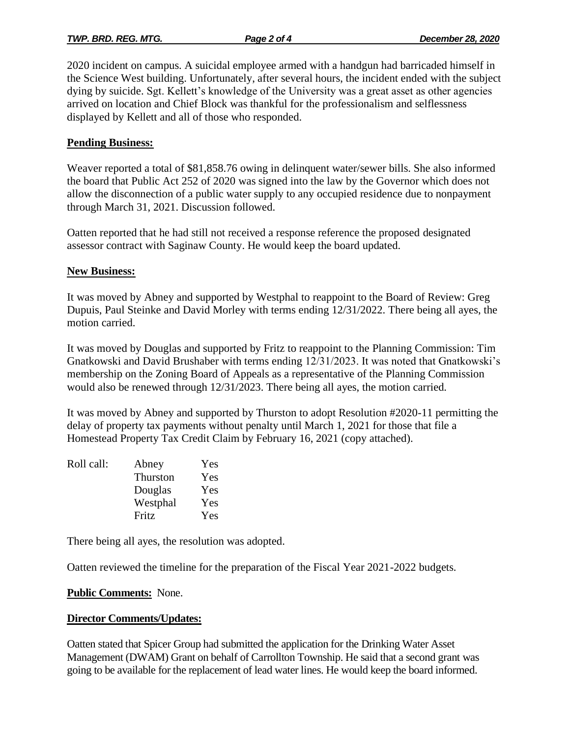2020 incident on campus. A suicidal employee armed with a handgun had barricaded himself in the Science West building. Unfortunately, after several hours, the incident ended with the subject dying by suicide. Sgt. Kellett's knowledge of the University was a great asset as other agencies arrived on location and Chief Block was thankful for the professionalism and selflessness displayed by Kellett and all of those who responded.

**Pending Business:**

Weaver reported a total of $81,858.76 owing in delinquent water/sewer bills. She also informed the board that Public Act 252 of 2020 was signed into the law by the Governor which does not allow the disconnection of a public water supply to any occupied residence due to nonpayment through March 31, 2021. Discussion followed.

Oatten reported that he had still not received a response reference the proposed designated assessor contract with Saginaw County. He would keep the board updated.

**New Business:**

It was moved by Abney and supported by Westphal to reappoint to the Board of Review: Greg Dupuis, Paul Steinke and David Morley with terms ending 12/31/2022. There being all ayes, the motion carried.

It was moved by Douglas and supported by Fritz to reappoint to the Planning Commission: Tim Gnatkowski and David Brushaber with terms ending 12/31/2023. It was noted that Gnatkowski's membership on the Zoning Board of Appeals as a representative of the Planning Commission would also be renewed through 12/31/2023. There being all ayes, the motion carried.

It was moved by Abney and supported by Thurston to adopt Resolution #2020-11 permitting the delay of property tax payments without penalty until March 1, 2021 for those that file a Homestead Property Tax Credit Claim by February 16, 2021 (copy attached).

| Roll call: | Abney | Yes |
|---|---|---|
| | Thurston | Yes |
| | Douglas | Yes |
| | Westphal | Yes |
| | Fritz | Yes |

There being all ayes, the resolution was adopted.

Oatten reviewed the timeline for the preparation of the Fiscal Year 2021-2022 budgets.

**Public Comments:** None.

**Director Comments/Updates:**

Oatten stated that Spicer Group had submitted the application for the Drinking Water Asset Management (DWAM) Grant on behalf of Carrollton Township. He said that a second grant was going to be available for the replacement of lead water lines. He would keep the board informed.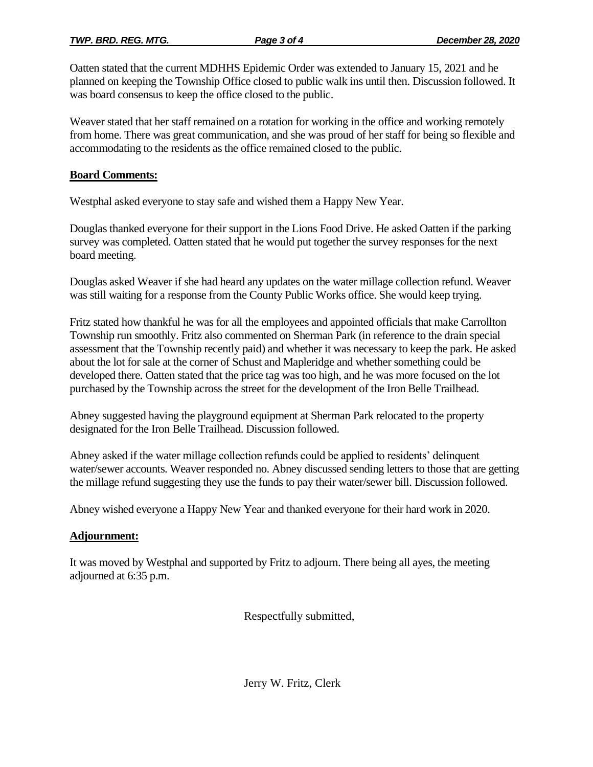Oatten stated that the current MDHHS Epidemic Order was extended to January 15, 2021 and he planned on keeping the Township Office closed to public walk ins until then. Discussion followed. It was board consensus to keep the office closed to the public.

Weaver stated that her staff remained on a rotation for working in the office and working remotely from home. There was great communication, and she was proud of her staff for being so flexible and accommodating to the residents as the office remained closed to the public.

**Board Comments:**

Westphal asked everyone to stay safe and wished them a Happy New Year.

Douglas thanked everyone for their support in the Lions Food Drive. He asked Oatten if the parking survey was completed. Oatten stated that he would put together the survey responses for the next board meeting.

Douglas asked Weaver if she had heard any updates on the water millage collection refund. Weaver was still waiting for a response from the County Public Works office. She would keep trying.

Fritz stated how thankful he was for all the employees and appointed officials that make Carrollton Township run smoothly. Fritz also commented on Sherman Park (in reference to the drain special assessment that the Township recently paid) and whether it was necessary to keep the park. He asked about the lot for sale at the corner of Schust and Mapleridge and whether something could be developed there. Oatten stated that the price tag was too high, and he was more focused on the lot purchased by the Township across the street for the development of the Iron Belle Trailhead.

Abney suggested having the playground equipment at Sherman Park relocated to the property designated for the Iron Belle Trailhead. Discussion followed.

Abney asked if the water millage collection refunds could be applied to residents' delinquent water/sewer accounts. Weaver responded no. Abney discussed sending letters to those that are getting the millage refund suggesting they use the funds to pay their water/sewer bill. Discussion followed.

Abney wished everyone a Happy New Year and thanked everyone for their hard work in 2020.

**Adjournment:**

It was moved by Westphal and supported by Fritz to adjourn. There being all ayes, the meeting adjourned at 6:35 p.m.

Respectfully submitted,

Jerry W. Fritz, Clerk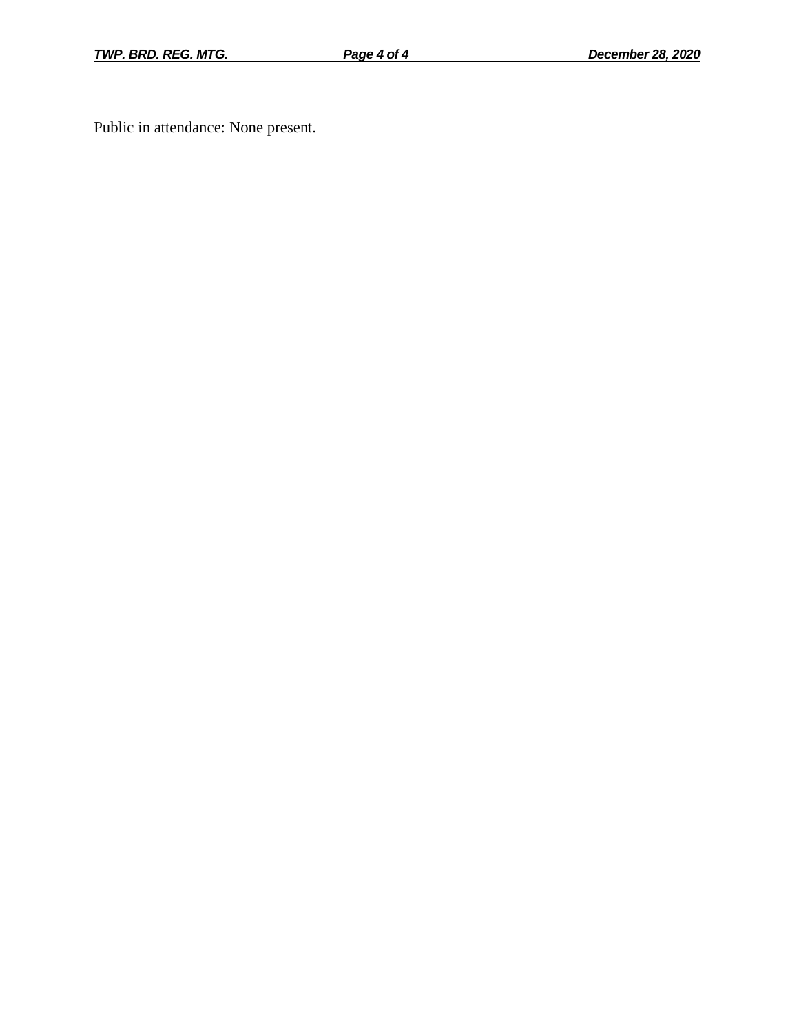Public in attendance: None present.